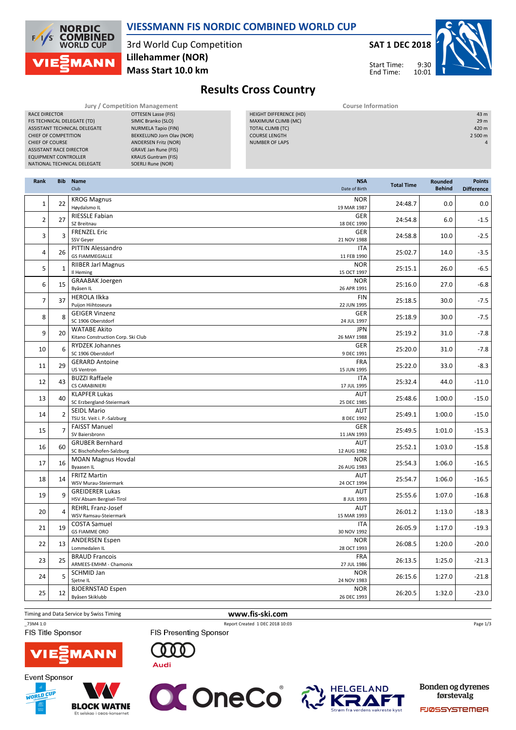# VIESSMANN FIS NORDIC COMBINED WORLD CUP

3rd World Cup Competition
**Lillehammer (NOR)**
**Mass Start 10.0 km**

**SAT 1 DEC 2018**

Start Time: 9:30
End Time: 10:01

## Results Cross Country

| Jury / Competition Management | |
|---|---|
| RACE DIRECTOR | OTTESEN Lasse (FIS) |
| FIS TECHNICAL DELEGATE (TD) | SIMIC Branko (SLO) |
| ASSISTANT TECHNICAL DELEGATE | NURMELA Tapio (FIN) |
| CHIEF OF COMPETITION | BEKKELUND Jorn Olav (NOR) |
| CHIEF OF COURSE | ANDERSEN Fritz (NOR) |
| ASSISTANT RACE DIRECTOR | GRAVE Jan Rune (FIS) |
| EQUIPMENT CONTROLLER | KRAUS Guntram (FIS) |
| NATIONAL TECHNICAL DELEGATE | SOERLI Rune (NOR) |

| Course Information | |
|---|---|
| HEIGHT DIFFERENCE (HD) | 43 m |
| MAXIMUM CLIMB (MC) | 29 m |
| TOTAL CLIMB (TC) | 420 m |
| COURSE LENGTH | 2 500 m |
| NUMBER OF LAPS | 4 |

| Rank | Bib | Name / Club | NSA / Date of Birth | Total Time | Rounded Behind | Points Difference |
|---|---|---|---|---|---|---|
| 1 | 22 | KROG Magnus / Høydalsmo IL | NOR / 19 MAR 1987 | 24:48.7 | 0.0 | 0.0 |
| 2 | 27 | RIESSLE Fabian / SZ Breitnau | GER / 18 DEC 1990 | 24:54.8 | 6.0 | -1.5 |
| 3 | 3 | FRENZEL Eric / SSV Geyer | GER / 21 NOV 1988 | 24:58.8 | 10.0 | -2.5 |
| 4 | 26 | PITTIN Alessandro / GS FIAMMEGIALLE | ITA / 11 FEB 1990 | 25:02.7 | 14.0 | -3.5 |
| 5 | 1 | RIIBER Jarl Magnus / Il Heming | NOR / 15 OCT 1997 | 25:15.1 | 26.0 | -6.5 |
| 6 | 15 | GRAABAK Joergen / Byåsen IL | NOR / 26 APR 1991 | 25:16.0 | 27.0 | -6.8 |
| 7 | 37 | HEROLA Ilkka / Puijon Hiihtoseura | FIN / 22 JUN 1995 | 25:18.5 | 30.0 | -7.5 |
| 8 | 8 | GEIGER Vinzenz / SC 1906 Oberstdorf | GER / 24 JUL 1997 | 25:18.9 | 30.0 | -7.5 |
| 9 | 20 | WATABE Akito / Kitano Construction Corp. Ski Club | JPN / 26 MAY 1988 | 25:19.2 | 31.0 | -7.8 |
| 10 | 6 | RYDZEK Johannes / SC 1906 Oberstdorf | GER / 9 DEC 1991 | 25:20.0 | 31.0 | -7.8 |
| 11 | 29 | GERARD Antoine / US Ventron | FRA / 15 JUN 1995 | 25:22.0 | 33.0 | -8.3 |
| 12 | 43 | BUZZI Raffaele / CS CARABINIERI | ITA / 17 JUL 1995 | 25:32.4 | 44.0 | -11.0 |
| 13 | 40 | KLAPFER Lukas / SC Erzbergland-Steiermark | AUT / 25 DEC 1985 | 25:48.6 | 1:00.0 | -15.0 |
| 14 | 2 | SEIDL Mario / TSU St. Veit i. P.-Salzburg | AUT / 8 DEC 1992 | 25:49.1 | 1:00.0 | -15.0 |
| 15 | 7 | FAISST Manuel / SV Baiersbronn | GER / 11 JAN 1993 | 25:49.5 | 1:01.0 | -15.3 |
| 16 | 60 | GRUBER Bernhard / SC Bischofshofen-Salzburg | AUT / 12 AUG 1982 | 25:52.1 | 1:03.0 | -15.8 |
| 17 | 16 | MOAN Magnus Hovdal / Byaasen IL | NOR / 26 AUG 1983 | 25:54.3 | 1:06.0 | -16.5 |
| 18 | 14 | FRITZ Martin / WSV Murau-Steiermark | AUT / 24 OCT 1994 | 25:54.7 | 1:06.0 | -16.5 |
| 19 | 9 | GREIDERER Lukas / HSV Absam Bergisel-Tirol | AUT / 8 JUL 1993 | 25:55.6 | 1:07.0 | -16.8 |
| 20 | 4 | REHRL Franz-Josef / WSV Ramsau-Steiermark | AUT / 15 MAR 1993 | 26:01.2 | 1:13.0 | -18.3 |
| 21 | 19 | COSTA Samuel / GS FIAMME ORO | ITA / 30 NOV 1992 | 26:05.9 | 1:17.0 | -19.3 |
| 22 | 13 | ANDERSEN Espen / Lommedalen IL | NOR / 28 OCT 1993 | 26:08.5 | 1:20.0 | -20.0 |
| 23 | 25 | BRAUD Francois / ARMEES-EMHM - Chamonix | FRA / 27 JUL 1986 | 26:13.5 | 1:25.0 | -21.3 |
| 24 | 5 | SCHMID Jan / Sjetne IL | NOR / 24 NOV 1983 | 26:15.6 | 1:27.0 | -21.8 |
| 25 | 12 | BJOERNSTAD Espen / Byåsen Skiklubb | NOR / 26 DEC 1993 | 26:20.5 | 1:32.0 | -23.0 |

Timing and Data Service by Swiss Timing — www.fis-ski.com

_73M4 1.0 — Report Created 1 DEC 2018 10:03

FIS Title Sponsor: VIESSMANN — FIS Presenting Sponsor: Audi

Event Sponsor: BLOCK WATNE (Et selskap i OBOS-konsernet), OneCo, HELGELAND KRAFT (Strøm fra verdens vakreste kyst), Bonden og dyrenes førstevalg FJØSSYSTEMER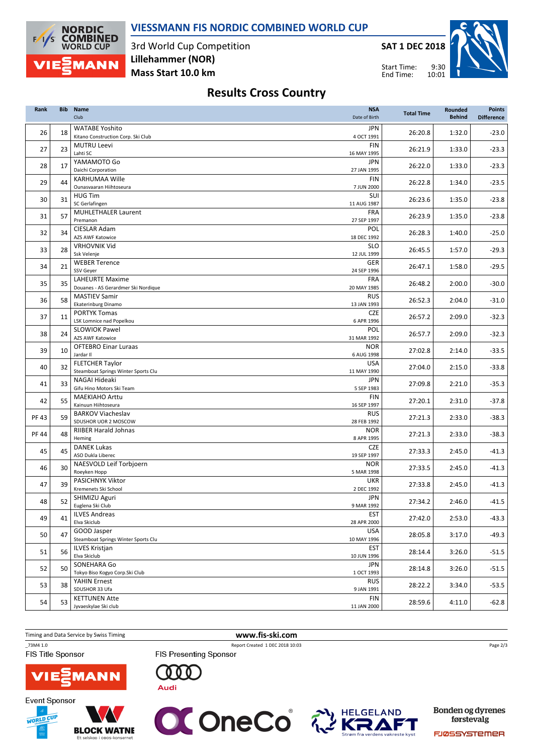# VIESSMANN FIS NORDIC COMBINED WORLD CUP

3rd World Cup Competition
**Lillehammer (NOR)**
**Mass Start 10.0 km**

**SAT 1 DEC 2018**

Start Time: 9:30
End Time: 10:01

## Results Cross Country

| Rank | Bib | Name<br>Club | NSA<br>Date of Birth | Total Time | Rounded Behind | Points Difference |
|---|---|---|---|---|---|---|
| 26 | 18 | WATABE Yoshito<br>Kitano Construction Corp. Ski Club | JPN<br>4 OCT 1991 | 26:20.8 | 1:32.0 | -23.0 |
| 27 | 23 | MUTRU Leevi<br>Lahti SC | FIN<br>16 MAY 1995 | 26:21.9 | 1:33.0 | -23.3 |
| 28 | 17 | YAMAMOTO Go<br>Daichi Corporation | JPN<br>27 JAN 1995 | 26:22.0 | 1:33.0 | -23.3 |
| 29 | 44 | KARHUMAA Wille<br>Ounasvaaran Hiihtoseura | FIN<br>7 JUN 2000 | 26:22.8 | 1:34.0 | -23.5 |
| 30 | 31 | HUG Tim<br>SC Gerlafingen | SUI<br>11 AUG 1987 | 26:23.6 | 1:35.0 | -23.8 |
| 31 | 57 | MUHLETHALER Laurent<br>Premanon | FRA<br>27 SEP 1997 | 26:23.9 | 1:35.0 | -23.8 |
| 32 | 34 | CIESLAR Adam<br>AZS AWF Katowice | POL<br>18 DEC 1992 | 26:28.3 | 1:40.0 | -25.0 |
| 33 | 28 | VRHOVNIK Vid<br>Ssk Velenje | SLO<br>12 JUL 1999 | 26:45.5 | 1:57.0 | -29.3 |
| 34 | 21 | WEBER Terence<br>SSV Geyer | GER<br>24 SEP 1996 | 26:47.1 | 1:58.0 | -29.5 |
| 35 | 35 | LAHEURTE Maxime<br>Douanes - AS Gerardmer Ski Nordique | FRA<br>20 MAY 1985 | 26:48.2 | 2:00.0 | -30.0 |
| 36 | 58 | MASTIEV Samir<br>Ekaterinburg Dinamo | RUS<br>13 JAN 1993 | 26:52.3 | 2:04.0 | -31.0 |
| 37 | 11 | PORTYK Tomas<br>LSK Lomnice nad Popelkou | CZE<br>6 APR 1996 | 26:57.2 | 2:09.0 | -32.3 |
| 38 | 24 | SLOWIOK Pawel<br>AZS AWF Katowice | POL<br>31 MAR 1992 | 26:57.7 | 2:09.0 | -32.3 |
| 39 | 10 | OFTEBRO Einar Luraas<br>Jardar Il | NOR<br>6 AUG 1998 | 27:02.8 | 2:14.0 | -33.5 |
| 40 | 32 | FLETCHER Taylor<br>Steamboat Springs Winter Sports Clu | USA<br>11 MAY 1990 | 27:04.0 | 2:15.0 | -33.8 |
| 41 | 33 | NAGAI Hideaki<br>Gifu Hino Motors Ski Team | JPN<br>5 SEP 1983 | 27:09.8 | 2:21.0 | -35.3 |
| 42 | 55 | MAEKIAHO Arttu<br>Kainuun Hiihtoseura | FIN<br>16 SEP 1997 | 27:20.1 | 2:31.0 | -37.8 |
| PF 43 | 59 | BARKOV Viacheslav<br>SDUSHOR UOR 2 MOSCOW | RUS<br>28 FEB 1992 | 27:21.3 | 2:33.0 | -38.3 |
| PF 44 | 48 | RIIBER Harald Johnas<br>Heming | NOR<br>8 APR 1995 | 27:21.3 | 2:33.0 | -38.3 |
| 45 | 45 | DANEK Lukas<br>ASO Dukla Liberec | CZE<br>19 SEP 1997 | 27:33.3 | 2:45.0 | -41.3 |
| 46 | 30 | NAESVOLD Leif Torbjoern<br>Roeyken Hopp | NOR<br>5 MAR 1998 | 27:33.5 | 2:45.0 | -41.3 |
| 47 | 39 | PASICHNYK Viktor<br>Kremenets Ski School | UKR<br>2 DEC 1992 | 27:33.8 | 2:45.0 | -41.3 |
| 48 | 52 | SHIMIZU Aguri<br>Euglena Ski Club | JPN<br>9 MAR 1992 | 27:34.2 | 2:46.0 | -41.5 |
| 49 | 41 | ILVES Andreas<br>Elva Skiclub | EST<br>28 APR 2000 | 27:42.0 | 2:53.0 | -43.3 |
| 50 | 47 | GOOD Jasper<br>Steamboat Springs Winter Sports Clu | USA<br>10 MAY 1996 | 28:05.8 | 3:17.0 | -49.3 |
| 51 | 56 | ILVES Kristjan<br>Elva Skiclub | EST<br>10 JUN 1996 | 28:14.4 | 3:26.0 | -51.5 |
| 52 | 50 | SONEHARA Go<br>Tokyo Biso Kogyo Corp.Ski Club | JPN<br>1 OCT 1993 | 28:14.8 | 3:26.0 | -51.5 |
| 53 | 38 | YAHIN Ernest<br>SDUSHOR 33 Ufa | RUS<br>9 JAN 1991 | 28:22.2 | 3:34.0 | -53.5 |
| 54 | 53 | KETTUNEN Atte<br>Jyvaeskylae Ski club | FIN<br>11 JAN 2000 | 28:59.6 | 4:11.0 | -62.8 |

Timing and Data Service by Swiss Timing
www.fis-ski.com
_73M4 1.0
Report Created 1 DEC 2018 10:03

FIS Title Sponsor: VIESSMANN
FIS Presenting Sponsor: Audi
Event Sponsor: BLOCK WATNE, OneCo, HELGELAND KRAFT, Bonden og dyrenes førstevalg FJØSSYSTEMER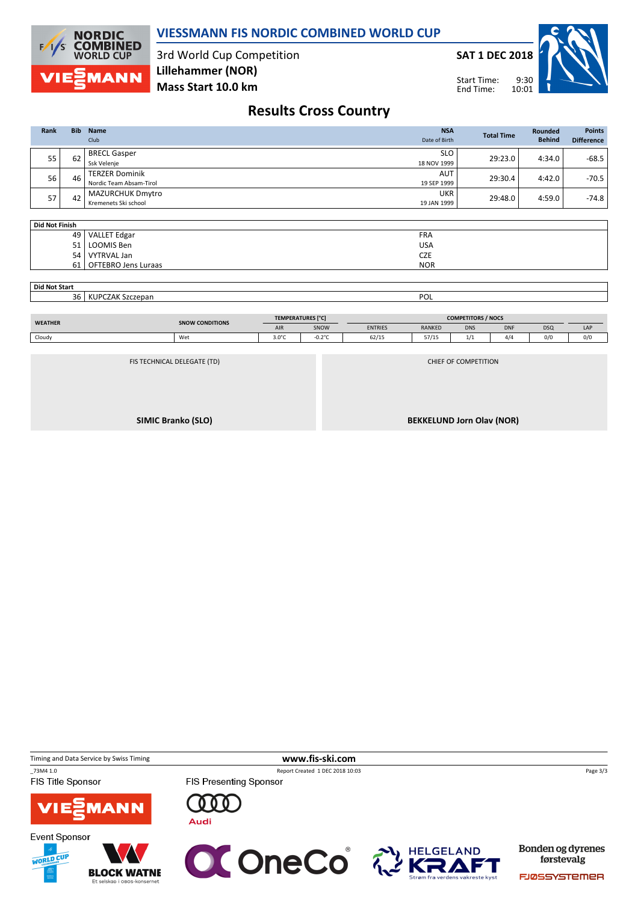# VIESSMANN FIS NORDIC COMBINED WORLD CUP

3rd World Cup Competition
**Lillehammer (NOR)**
**Mass Start 10.0 km**

**SAT 1 DEC 2018**

Start Time: 9:30
End Time: 10:01

## Results Cross Country

| Rank | Bib | Name<br>Club | NSA<br>Date of Birth | Total Time | Rounded Behind | Points Difference |
|---|---|---|---|---|---|---|
| 55 | 62 | BRECL Gasper<br>Ssk Velenje | SLO<br>18 NOV 1999 | 29:23.0 | 4:34.0 | -68.5 |
| 56 | 46 | TERZER Dominik<br>Nordic Team Absam-Tirol | AUT<br>19 SEP 1999 | 29:30.4 | 4:42.0 | -70.5 |
| 57 | 42 | MAZURCHUK Dmytro<br>Kremenets Ski school | UKR<br>19 JAN 1999 | 29:48.0 | 4:59.0 | -74.8 |

**Did Not Finish**

| Bib | Name | NSA |
|---|---|---|
| 49 | VALLET Edgar | FRA |
| 51 | LOOMIS Ben | USA |
| 54 | VYTRVAL Jan | CZE |
| 61 | OFTEBRO Jens Luraas | NOR |

**Did Not Start**

| Bib | Name | NSA |
|---|---|---|
| 36 | KUPCZAK Szczepan | POL |

| WEATHER | SNOW CONDITIONS | TEMPERATURES [°C] | | COMPETITORS / NOCS | | | | | |
|---|---|---|---|---|---|---|---|---|---|
| | | AIR | SNOW | ENTRIES | RANKED | DNS | DNF | DSQ | LAP |
| Cloudy | Wet | 3.0°C | -0.2°C | 62/15 | 57/15 | 1/1 | 4/4 | 0/0 | 0/0 |

| FIS TECHNICAL DELEGATE (TD) | CHIEF OF COMPETITION |
|---|---|
| **SIMIC Branko (SLO)** | **BEKKELUND Jorn Olav (NOR)** |

Timing and Data Service by Swiss Timing
www.fis-ski.com
_73M4 1.0
Report Created 1 DEC 2018 10:03

FIS Title Sponsor: VIESSMANN
FIS Presenting Sponsor: Audi
Event Sponsor: BLOCK WATNE, OneCo, HELGELAND KRAFT, Bonden og dyrenes førstevalg FJØSSYSTEMER